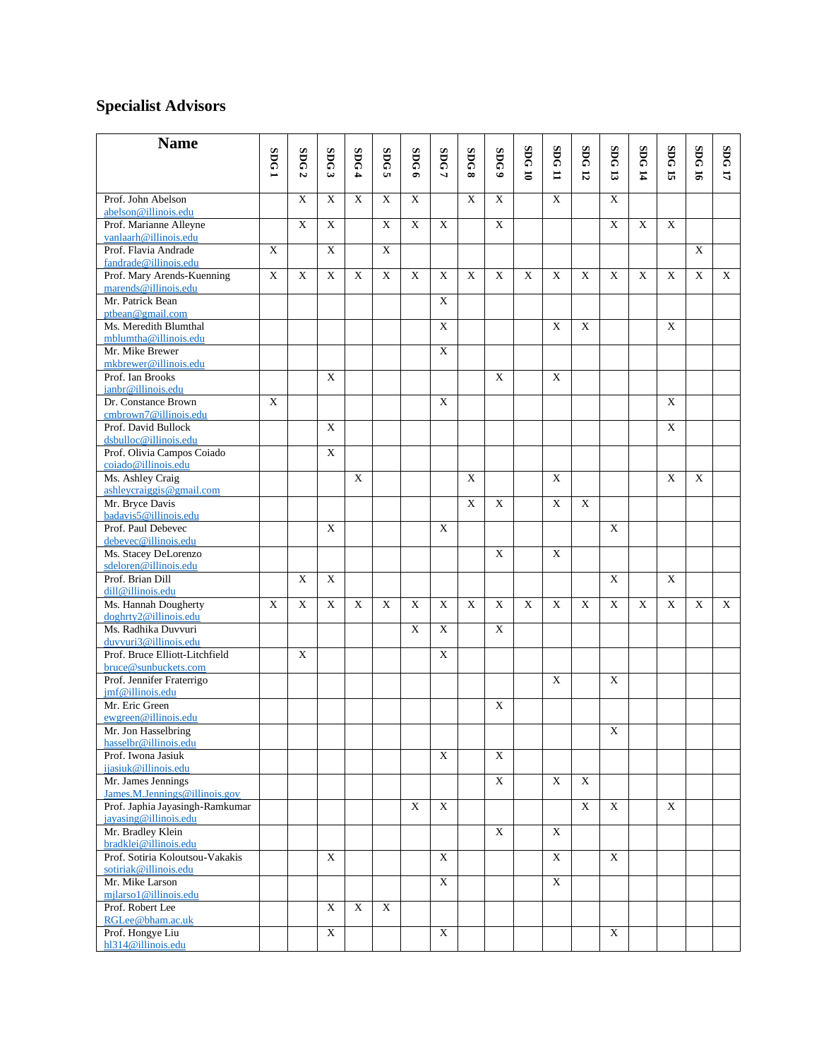## Specialist Advisors

| Name | SDG 1 | SDG 2 | SDG 3 | SDG 4 | SDG 5 | SDG 6 | SDG 7 | SDG 8 | SDG 9 | SDG 10 | SDG 11 | SDG 12 | SDG 13 | SDG 14 | SDG 15 | SDG 16 | SDG 17 |
|---|---|---|---|---|---|---|---|---|---|---|---|---|---|---|---|---|---|
| Prof. John Abelson abelson@illinois.edu | | X | X | X | X | X | | X | X | | X | | X | | | | |
| Prof. Marianne Alleyne vanlaarh@illinois.edu | | X | X | | X | X | X | | X | | | | X | X | X | | |
| Prof. Flavia Andrade fandrade@illinois.edu | X | | X | | X | | | | | | | | | | | X | |
| Prof. Mary Arends-Kuenning marends@illinois.edu | X | X | X | X | X | X | X | X | X | X | X | X | X | X | X | X | X |
| Mr. Patrick Bean ptbean@gmail.com | | | | | | | X | | | | | | | | | | |
| Ms. Meredith Blumthal mblumtha@illinois.edu | | | | | | | X | | | | X | X | | | X | | |
| Mr. Mike Brewer mkbrewer@illinois.edu | | | | | | | X | | | | | | | | | | |
| Prof. Ian Brooks ianbr@illinois.edu | | | X | | | | | | X | | X | | | | | | |
| Dr. Constance Brown cmbrown7@illinois.edu | X | | | | | | X | | | | | | | | X | | |
| Prof. David Bullock dsbulloc@illinois.edu | | | X | | | | | | | | | | | | X | | |
| Prof. Olivia Campos Coiado coiado@illinois.edu | | | X | | | | | | | | | | | | | | |
| Ms. Ashley Craig ashleycraiggis@gmail.com | | | | X | | | | X | | | X | | | | X | X | |
| Mr. Bryce Davis badavis5@illinois.edu | | | | | | | | X | X | | X | X | | | | | |
| Prof. Paul Debevec debevec@illinois.edu | | | X | | | | X | | | | | | X | | | | |
| Ms. Stacey DeLorenzo sdeloren@illinois.edu | | | | | | | | | X | | X | | | | | | |
| Prof. Brian Dill dill@illinois.edu | | X | X | | | | | | | | | | X | | X | | |
| Ms. Hannah Dougherty doghrty2@illinois.edu | X | X | X | X | X | X | X | X | X | X | X | X | X | X | X | X | X |
| Ms. Radhika Duvvuri duvvuri3@illinois.edu | | | | | | X | X | | X | | | | | | | | |
| Prof. Bruce Elliott-Litchfield bruce@sunbuckets.com | | X | | | | | X | | | | | | | | | | |
| Prof. Jennifer Fraterrigo jmf@illinois.edu | | | | | | | | | | | X | | X | | | | |
| Mr. Eric Green ewgreen@illinois.edu | | | | | | | | | X | | | | | | | | |
| Mr. Jon Hasselbring hasselbr@illinois.edu | | | | | | | | | | | | | X | | | | |
| Prof. Iwona Jasiuk ijasiuk@illinois.edu | | | | | | | X | | X | | | | | | | | |
| Mr. James Jennings James.M.Jennings@illinois.gov | | | | | | | | | X | | X | X | | | | | |
| Prof. Japhia Jayasingh-Ramkumar jayasing@illinois.edu | | | | | | X | X | | | | | X | X | | X | | |
| Mr. Bradley Klein bradklei@illinois.edu | | | | | | | | | X | | X | | | | | | |
| Prof. Sotiria Koloutsou-Vakakis sotiriak@illinois.edu | | | X | | | | X | | | | X | | X | | | | |
| Mr. Mike Larson mjlarso1@illinois.edu | | | | | | | X | | | | X | | | | | | |
| Prof. Robert Lee RGLee@bham.ac.uk | | | X | X | X | | | | | | | | | | | | |
| Prof. Hongye Liu hl314@illinois.edu | | | X | | | | X | | | | | | X | | | | |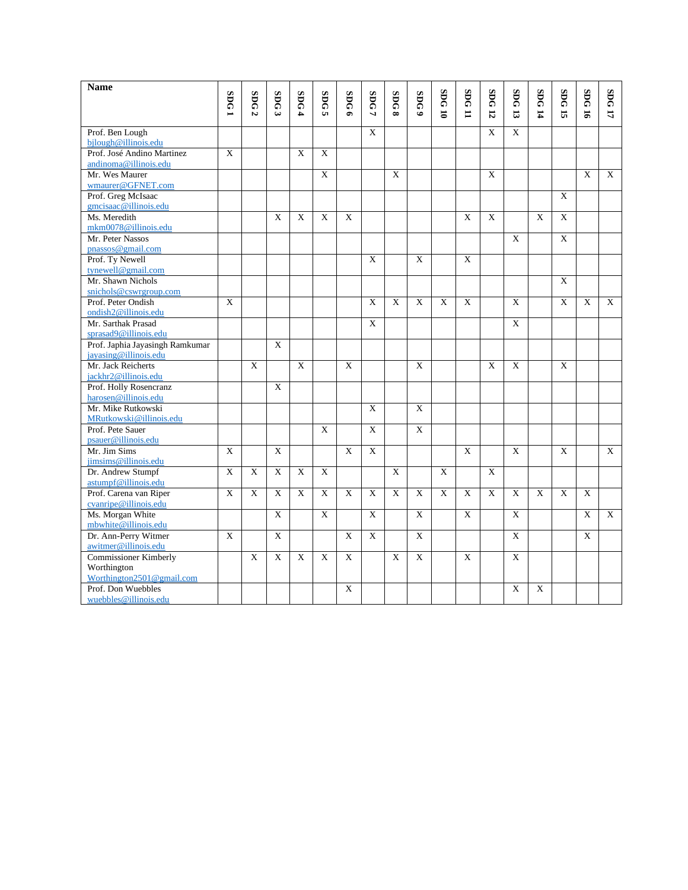| Name | SDG 1 | SDG 2 | SDG 3 | SDG 4 | SDG 5 | SDG 6 | SDG 7 | SDG 8 | SDG 9 | SDG 10 | SDG 11 | SDG 12 | SDG 13 | SDG 14 | SDG 15 | SDG 16 | SDG 17 |
|---|---|---|---|---|---|---|---|---|---|---|---|---|---|---|---|---|---|
| Prof. Ben Lough bjlough@illinois.edu | | | | | | | X | | | | | X | X | | | | |
| Prof. José Andino Martinez andinoma@illinois.edu | X | | | X | X | | | | | | | | | | | | |
| Mr. Wes Maurer wmaurer@GFNET.com | | | | | X | | | X | | | | X | | | | X | X |
| Prof. Greg McIsaac gmcisaac@illinois.edu | | | | | | | | | | | | | | | X | | |
| Ms. Meredith mkm0078@illinois.edu | | | X | X | X | X | | | | | X | X | | X | X | | |
| Mr. Peter Nassos pnassos@gmail.com | | | | | | | | | | | | | X | | X | | |
| Prof. Ty Newell tynewell@gmail.com | | | | | | | X | | X | | X | | | | | | |
| Mr. Shawn Nichols snichols@cswrgroup.com | | | | | | | | | | | | | | | X | | |
| Prof. Peter Ondish ondish2@illinois.edu | X | | | | | | X | X | X | X | X | | X | | X | X | X |
| Mr. Sarthak Prasad sprasad9@illinois.edu | | | | | | | X | | | | | | X | | | | |
| Prof. Japhia Jayasingh Ramkumar jayasing@illinois.edu | | | X | | | | | | | | | | | | | | |
| Mr. Jack Reicherts jackhr2@illinois.edu | | X | | X | | X | | | X | | | X | X | | X | | |
| Prof. Holly Rosencranz harosen@illinois.edu | | | X | | | | | | | | | | | | | | |
| Mr. Mike Rutkowski MRutkowski@illinois.edu | | | | | | | X | | X | | | | | | | | |
| Prof. Pete Sauer psauer@illinois.edu | | | | | X | | X | | X | | | | | | | | |
| Mr. Jim Sims jimsims@illinois.edu | X | | X | | | X | X | | | | X | | X | | X | | X |
| Dr. Andrew Stumpf astumpf@illinois.edu | X | X | X | X | X | | | X | | X | | X | | | | | |
| Prof. Carena van Riper cvanripe@illinois.edu | X | X | X | X | X | X | X | X | X | X | X | X | X | X | X | X | |
| Ms. Morgan White mbwhite@illinois.edu | | | X | | X | | X | | X | | X | | X | | | X | X |
| Dr. Ann-Perry Witmer awitmer@illinois.edu | X | | X | | | X | X | | X | | | | X | | | X | |
| Commissioner Kimberly Worthington Worthington2501@gmail.com | | X | X | X | X | X | | X | X | | X | | X | | | | |
| Prof. Don Wuebbles wuebbles@illinois.edu | | | | | | X | | | | | | | X | X | | | |